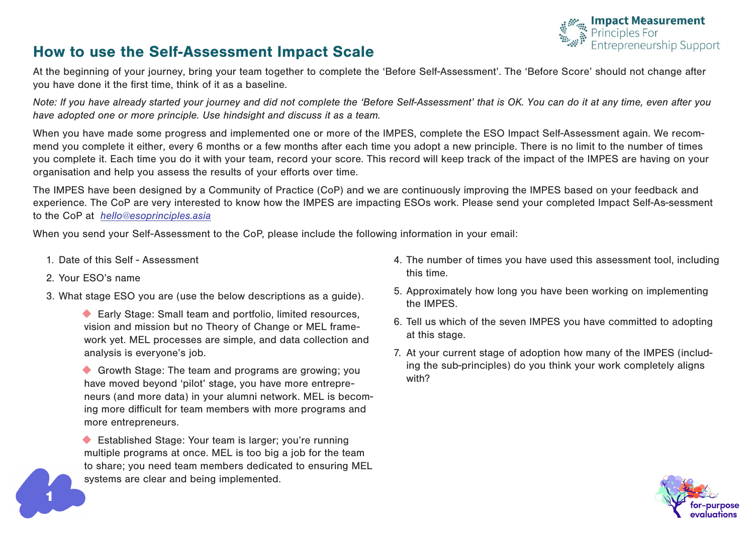## How to use the Self-Assessment Impact Scale

At the beginning of your journey, bring your team together to complete the 'Before Self-Assessment'. The 'Before Score' should not change after you have done it the first time, think of it as a baseline.

*Note: If you have already started your journey and did not complete the 'Before Self-Assessment' that is OK. You can do it at any time, even after you have adopted one or more principle. Use hindsight and discuss it as a team.*

When you have made some progress and implemented one or more of the IMPES, complete the ESO Impact Self-Assessment again. We recommend you complete it either, every 6 months or a few months after each time you adopt a new principle. There is no limit to the number of times you complete it. Each time you do it with your team, record your score. This record will keep track of the impact of the IMPES are having on your organisation and help you assess the results of your efforts over time.

The IMPES have been designed by a Community of Practice (CoP) and we are continuously improving the IMPES based on your feedback and experience. The CoP are very interested to know how the IMPES are impacting ESOs work. Please send your completed Impact Self-As-sessment to the CoP at *hello@esoprinciples.asia*

When you send your Self-Assessment to the CoP, please include the following information in your email:

1. Date of this Self - Assessment
2. Your ESO's name
3. What stage ESO you are (use the below descriptions as a guide).
   - Early Stage: Small team and portfolio, limited resources, vision and mission but no Theory of Change or MEL framework yet. MEL processes are simple, and data collection and analysis is everyone's job.
   - Growth Stage: The team and programs are growing; you have moved beyond 'pilot' stage, you have more entrepreneurs (and more data) in your alumni network. MEL is becoming more difficult for team members with more programs and more entrepreneurs.
   - Established Stage: Your team is larger; you're running multiple programs at once. MEL is too big a job for the team to share; you need team members dedicated to ensuring MEL systems are clear and being implemented.
4. The number of times you have used this assessment tool, including this time.
5. Approximately how long you have been working on implementing the IMPES.
6. Tell us which of the seven IMPES you have committed to adopting at this stage.
7. At your current stage of adoption how many of the IMPES (including the sub-principles) do you think your work completely aligns with?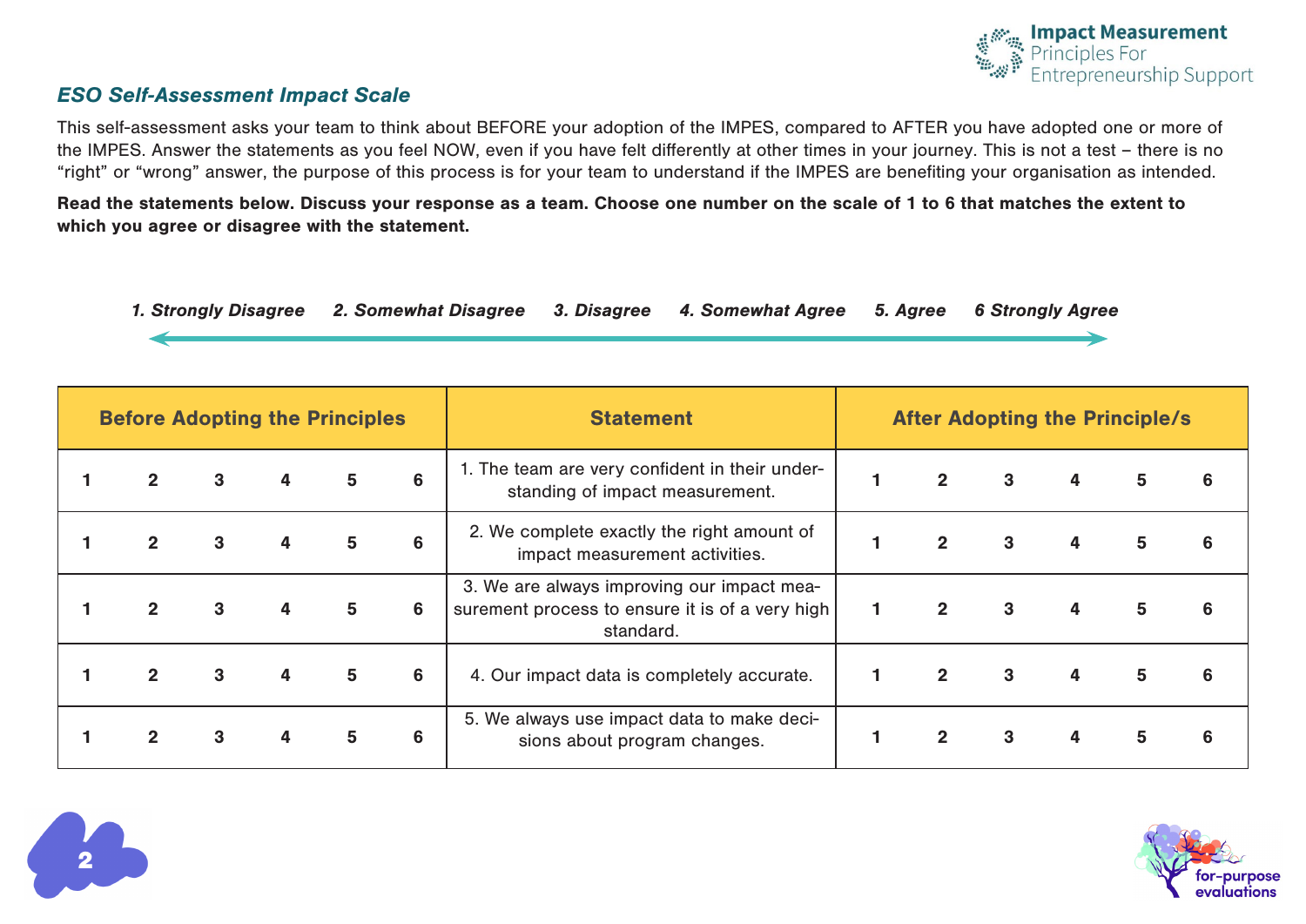## *ESO Self-Assessment Impact Scale*

This self-assessment asks your team to think about BEFORE your adoption of the IMPES, compared to AFTER you have adopted one or more of the IMPES. Answer the statements as you feel NOW, even if you have felt differently at other times in your journey. This is not a test – there is no "right" or "wrong" answer, the purpose of this process is for your team to understand if the IMPES are benefiting your organisation as intended.

**Read the statements below. Discuss your response as a team. Choose one number on the scale of 1 to 6 that matches the extent to which you agree or disagree with the statement.**

***1. Strongly Disagree   2. Somewhat Disagree   3. Disagree   4. Somewhat Agree   5. Agree   6 Strongly Agree***

| Before Adopting the Principles | | | | | | Statement | After Adopting the Principle/s | | | | | |
|---|---|---|---|---|---|---|---|---|---|---|---|---|
| 1 | 2 | 3 | 4 | 5 | 6 | 1. The team are very confident in their understanding of impact measurement. | 1 | 2 | 3 | 4 | 5 | 6 |
| 1 | 2 | 3 | 4 | 5 | 6 | 2. We complete exactly the right amount of impact measurement activities. | 1 | 2 | 3 | 4 | 5 | 6 |
| 1 | 2 | 3 | 4 | 5 | 6 | 3. We are always improving our impact measurement process to ensure it is of a very high standard. | 1 | 2 | 3 | 4 | 5 | 6 |
| 1 | 2 | 3 | 4 | 5 | 6 | 4. Our impact data is completely accurate. | 1 | 2 | 3 | 4 | 5 | 6 |
| 1 | 2 | 3 | 4 | 5 | 6 | 5. We always use impact data to make decisions about program changes. | 1 | 2 | 3 | 4 | 5 | 6 |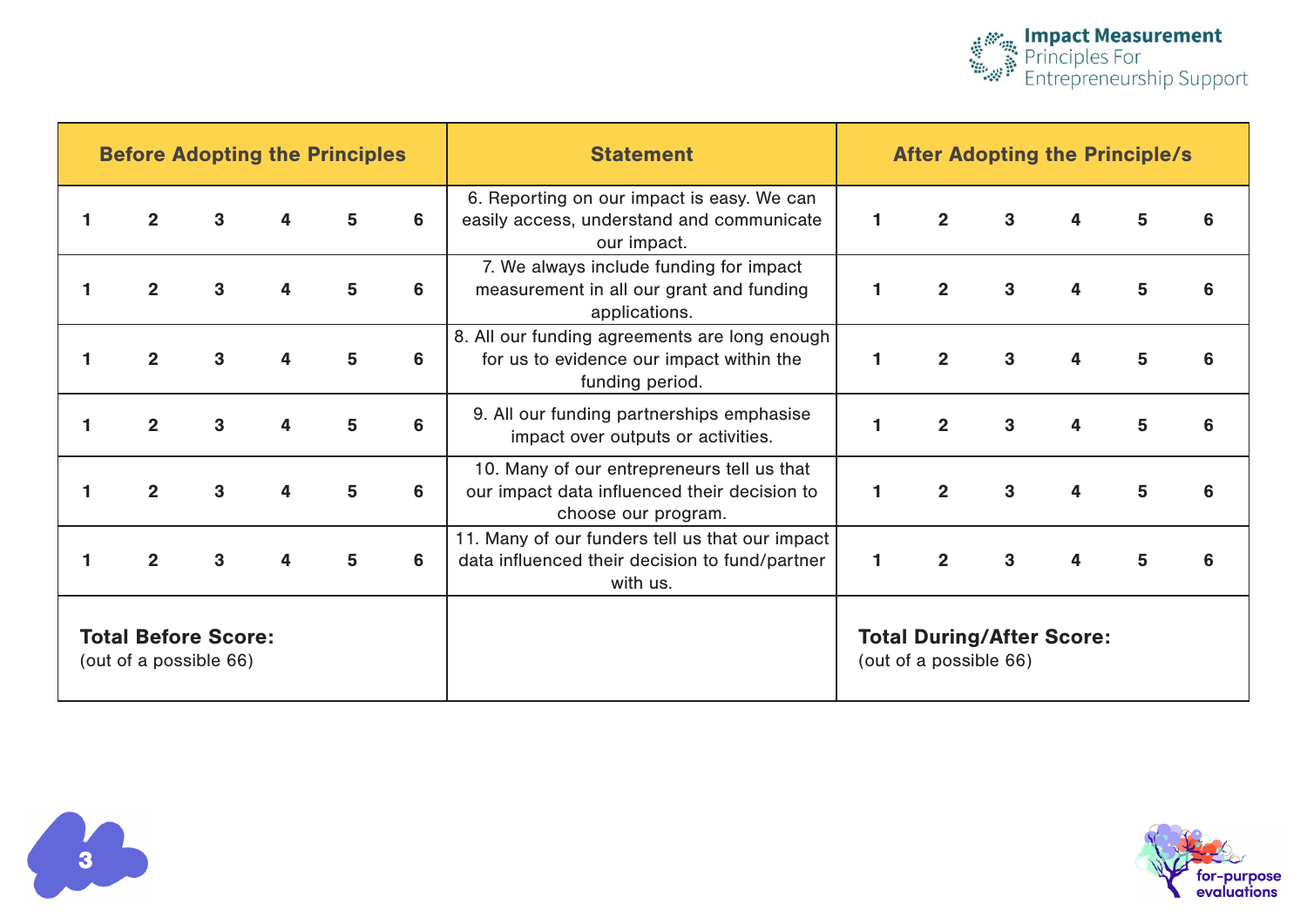| Before Adopting the Principles | | | | | | Statement | After Adopting the Principle/s | | | | | |
|---|---|---|---|---|---|---|---|---|---|---|---|---|
| 1 | 2 | 3 | 4 | 5 | 6 | 6. Reporting on our impact is easy. We can easily access, understand and communicate our impact. | 1 | 2 | 3 | 4 | 5 | 6 |
| 1 | 2 | 3 | 4 | 5 | 6 | 7. We always include funding for impact measurement in all our grant and funding applications. | 1 | 2 | 3 | 4 | 5 | 6 |
| 1 | 2 | 3 | 4 | 5 | 6 | 8. All our funding agreements are long enough for us to evidence our impact within the funding period. | 1 | 2 | 3 | 4 | 5 | 6 |
| 1 | 2 | 3 | 4 | 5 | 6 | 9. All our funding partnerships emphasise impact over outputs or activities. | 1 | 2 | 3 | 4 | 5 | 6 |
| 1 | 2 | 3 | 4 | 5 | 6 | 10. Many of our entrepreneurs tell us that our impact data influenced their decision to choose our program. | 1 | 2 | 3 | 4 | 5 | 6 |
| 1 | 2 | 3 | 4 | 5 | 6 | 11. Many of our funders tell us that our impact data influenced their decision to fund/partner with us. | 1 | 2 | 3 | 4 | 5 | 6 |
| **Total Before Score:** (out of a possible 66) | | | | | | | **Total During/After Score:** (out of a possible 66) | | | | | |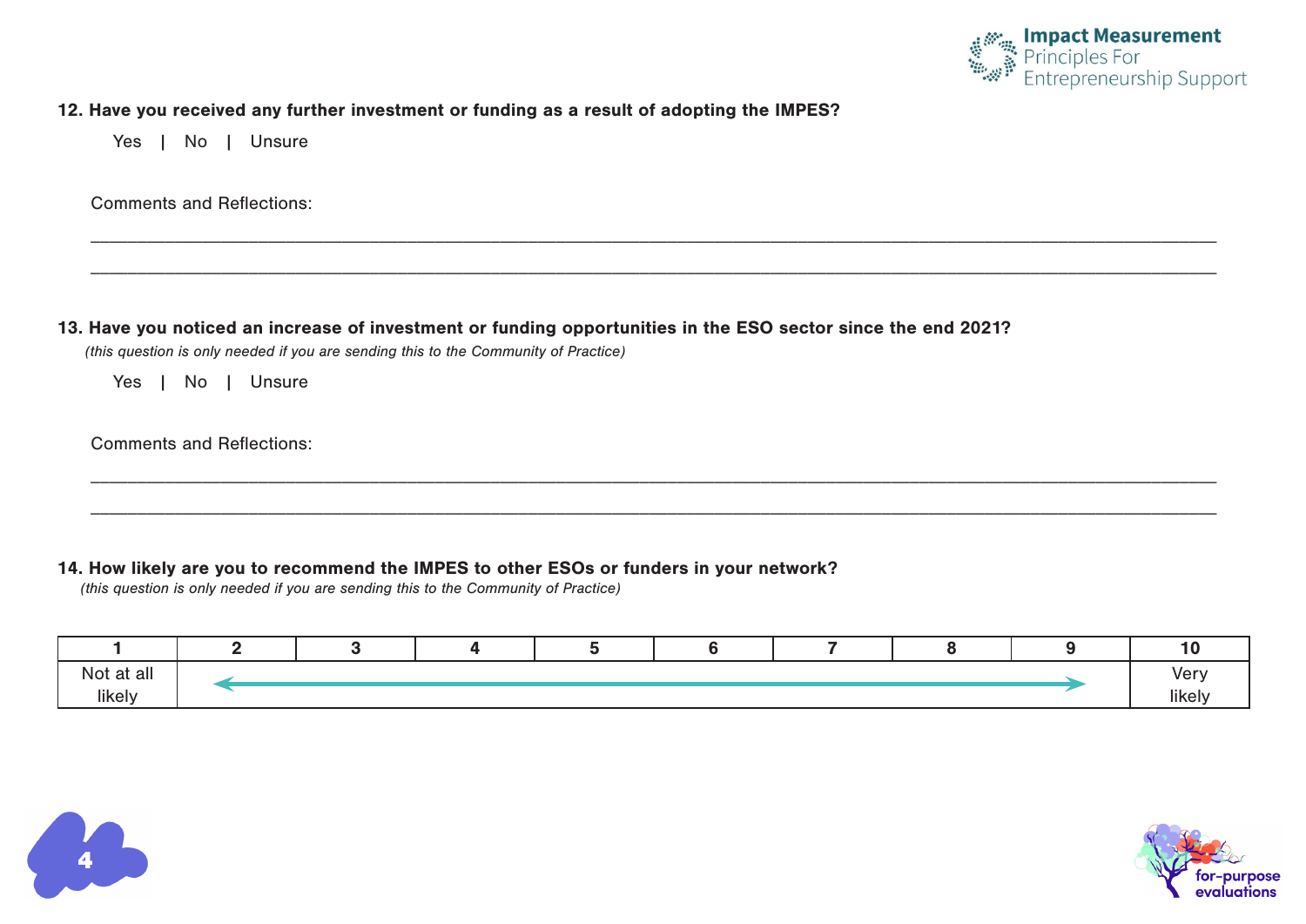**12. Have you received any further investment or funding as a result of adopting the IMPES?**

Yes | No | Unsure

Comments and Reflections:

\_\_\_\_\_\_\_\_\_\_\_\_\_\_\_\_\_\_\_\_\_\_\_\_\_\_\_\_\_\_\_\_\_\_\_\_\_\_\_\_\_\_\_\_\_\_\_\_\_\_\_\_\_\_\_\_\_\_\_\_\_\_\_\_\_\_\_\_\_\_\_\_\_\_\_\_\_\_

\_\_\_\_\_\_\_\_\_\_\_\_\_\_\_\_\_\_\_\_\_\_\_\_\_\_\_\_\_\_\_\_\_\_\_\_\_\_\_\_\_\_\_\_\_\_\_\_\_\_\_\_\_\_\_\_\_\_\_\_\_\_\_\_\_\_\_\_\_\_\_\_\_\_\_\_\_\_

**13. Have you noticed an increase of investment or funding opportunities in the ESO sector since the end 2021?**

*(this question is only needed if you are sending this to the Community of Practice)*

Yes | No | Unsure

Comments and Reflections:

\_\_\_\_\_\_\_\_\_\_\_\_\_\_\_\_\_\_\_\_\_\_\_\_\_\_\_\_\_\_\_\_\_\_\_\_\_\_\_\_\_\_\_\_\_\_\_\_\_\_\_\_\_\_\_\_\_\_\_\_\_\_\_\_\_\_\_\_\_\_\_\_\_\_\_\_\_\_

\_\_\_\_\_\_\_\_\_\_\_\_\_\_\_\_\_\_\_\_\_\_\_\_\_\_\_\_\_\_\_\_\_\_\_\_\_\_\_\_\_\_\_\_\_\_\_\_\_\_\_\_\_\_\_\_\_\_\_\_\_\_\_\_\_\_\_\_\_\_\_\_\_\_\_\_\_\_

**14. How likely are you to recommend the IMPES to other ESOs or funders in your network?**

*(this question is only needed if you are sending this to the Community of Practice)*

| 1 | 2 | 3 | 4 | 5 | 6 | 7 | 8 | 9 | 10 |
|---|---|---|---|---|---|---|---|---|---|
| Not at all likely | ← | | | | | | | → | Very likely |